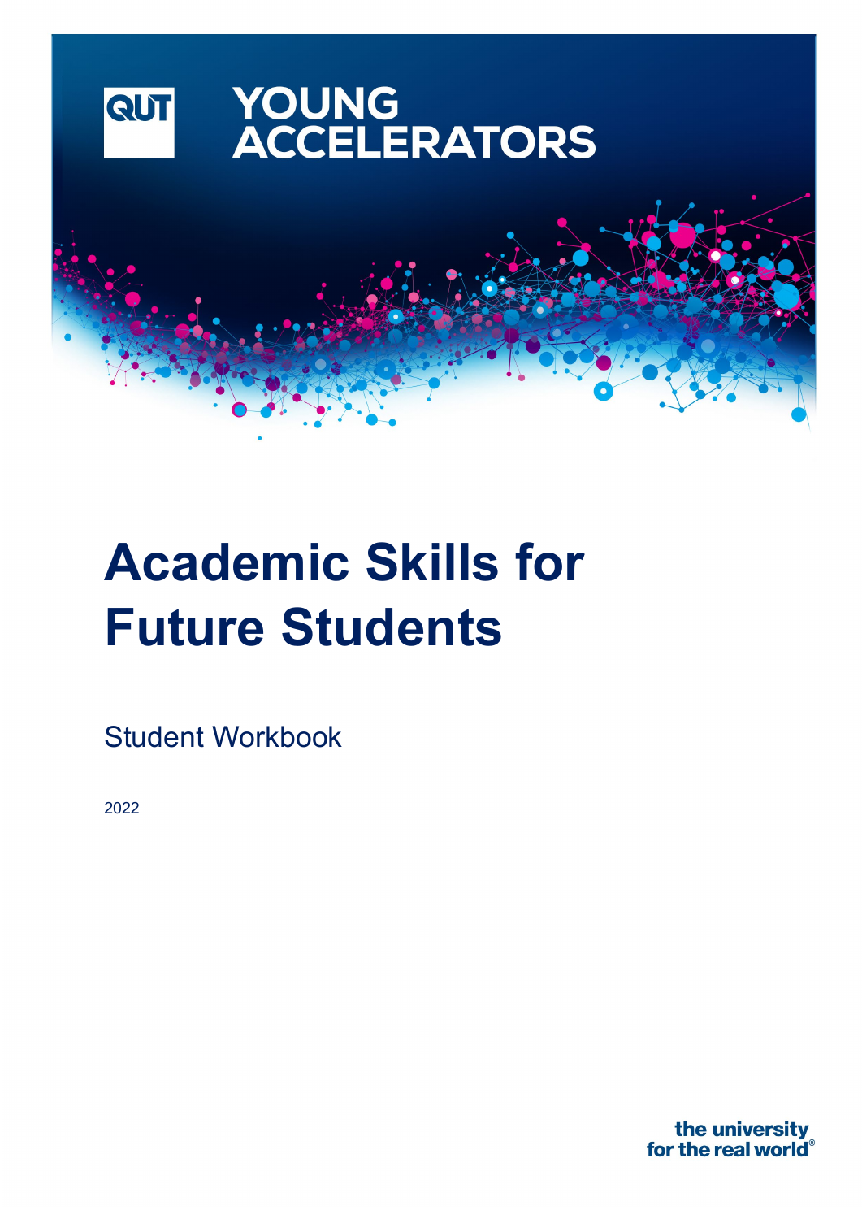QUT YOUNG ACCELERATORS

# Academic Skills for Future Students

Student Workbook

2022

the university for the real world®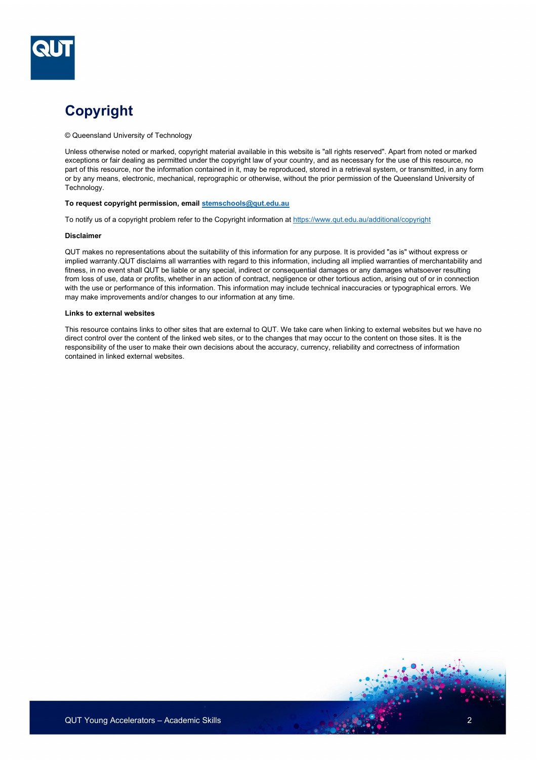# Copyright

© Queensland University of Technology

Unless otherwise noted or marked, copyright material available in this website is "all rights reserved". Apart from noted or marked exceptions or fair dealing as permitted under the copyright law of your country, and as necessary for the use of this resource, no part of this resource, nor the information contained in it, may be reproduced, stored in a retrieval system, or transmitted, in any form or by any means, electronic, mechanical, reprographic or otherwise, without the prior permission of the Queensland University of Technology.

**To request copyright permission, email stemschools@qut.edu.au**

To notify us of a copyright problem refer to the Copyright information at https://www.qut.edu.au/additional/copyright

**Disclaimer**

QUT makes no representations about the suitability of this information for any purpose. It is provided "as is" without express or implied warranty.QUT disclaims all warranties with regard to this information, including all implied warranties of merchantability and fitness, in no event shall QUT be liable or any special, indirect or consequential damages or any damages whatsoever resulting from loss of use, data or profits, whether in an action of contract, negligence or other tortious action, arising out of or in connection with the use or performance of this information. This information may include technical inaccuracies or typographical errors. We may make improvements and/or changes to our information at any time.

**Links to external websites**

This resource contains links to other sites that are external to QUT. We take care when linking to external websites but we have no direct control over the content of the linked web sites, or to the changes that may occur to the content on those sites. It is the responsibility of the user to make their own decisions about the accuracy, currency, reliability and correctness of information contained in linked external websites.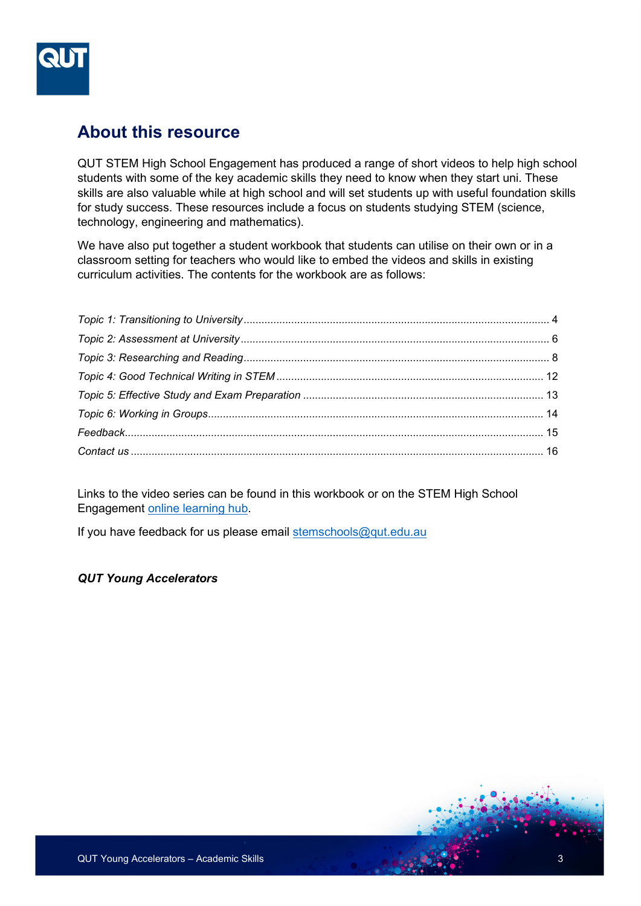## About this resource

QUT STEM High School Engagement has produced a range of short videos to help high school students with some of the key academic skills they need to know when they start uni. These skills are also valuable while at high school and will set students up with useful foundation skills for study success. These resources include a focus on students studying STEM (science, technology, engineering and mathematics).

We have also put together a student workbook that students can utilise on their own or in a classroom setting for teachers who would like to embed the videos and skills in existing curriculum activities. The contents for the workbook are as follows:

*Topic 1: Transitioning to University* ..... 4
*Topic 2: Assessment at University* ..... 6
*Topic 3: Researching and Reading* ..... 8
*Topic 4: Good Technical Writing in STEM* ..... 12
*Topic 5: Effective Study and Exam Preparation* ..... 13
*Topic 6: Working in Groups* ..... 14
*Feedback* ..... 15
*Contact us* ..... 16

Links to the video series can be found in this workbook or on the STEM High School Engagement online learning hub.

If you have feedback for us please email stemschools@qut.edu.au

***QUT Young Accelerators***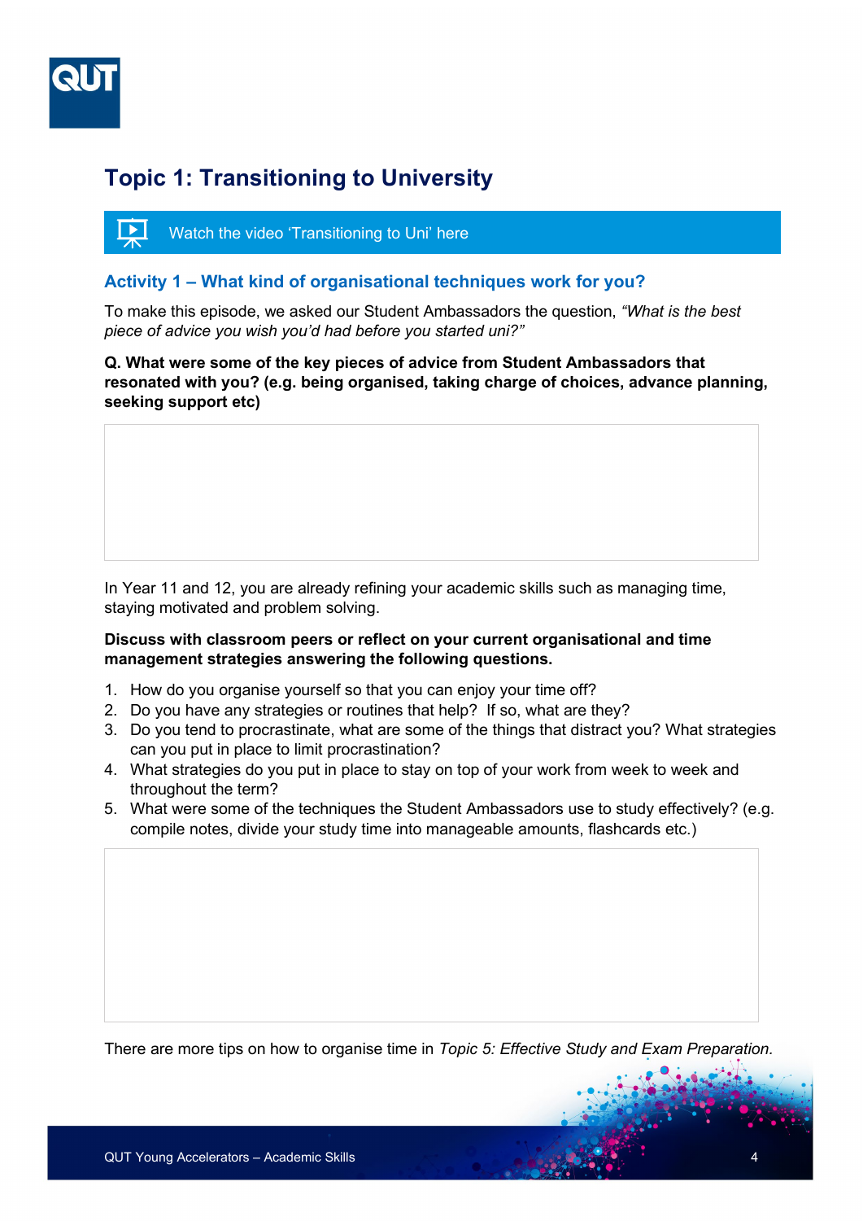# Topic 1: Transitioning to University

Watch the video 'Transitioning to Uni' here

## Activity 1 – What kind of organisational techniques work for you?

To make this episode, we asked our Student Ambassadors the question, *"What is the best piece of advice you wish you'd had before you started uni?"*

**Q. What were some of the key pieces of advice from Student Ambassadors that resonated with you? (e.g. being organised, taking charge of choices, advance planning, seeking support etc)**

In Year 11 and 12, you are already refining your academic skills such as managing time, staying motivated and problem solving.

**Discuss with classroom peers or reflect on your current organisational and time management strategies answering the following questions.**

1. How do you organise yourself so that you can enjoy your time off?
2. Do you have any strategies or routines that help? If so, what are they?
3. Do you tend to procrastinate, what are some of the things that distract you? What strategies can you put in place to limit procrastination?
4. What strategies do you put in place to stay on top of your work from week to week and throughout the term?
5. What were some of the techniques the Student Ambassadors use to study effectively? (e.g. compile notes, divide your study time into manageable amounts, flashcards etc.)

There are more tips on how to organise time in *Topic 5: Effective Study and Exam Preparation.*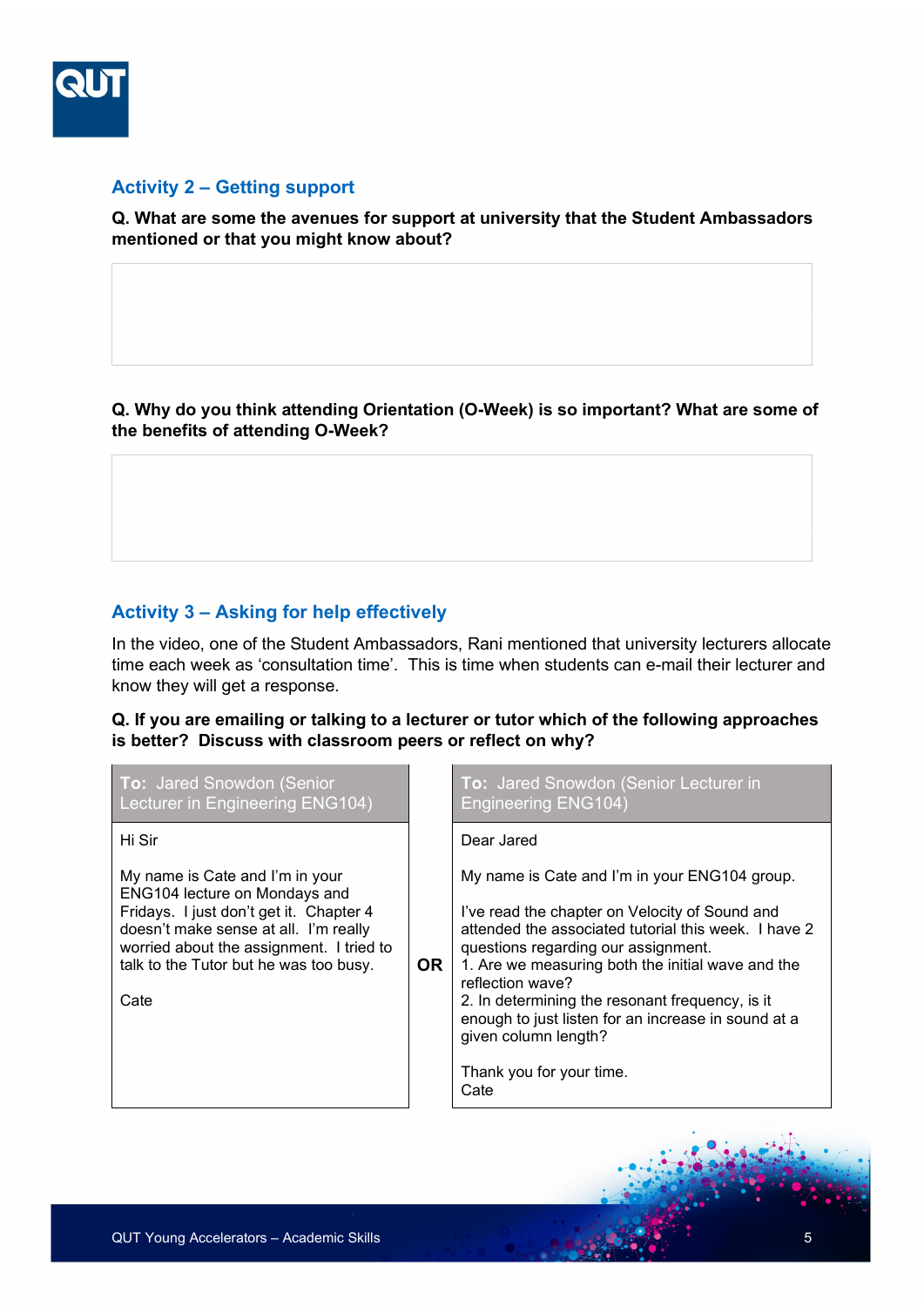## Activity 2 – Getting support

**Q. What are some the avenues for support at university that the Student Ambassadors mentioned or that you might know about?**

**Q. Why do you think attending Orientation (O-Week) is so important? What are some of the benefits of attending O-Week?**

## Activity 3 – Asking for help effectively

In the video, one of the Student Ambassadors, Rani mentioned that university lecturers allocate time each week as 'consultation time'. This is time when students can e-mail their lecturer and know they will get a response.

**Q. If you are emailing or talking to a lecturer or tutor which of the following approaches is better? Discuss with classroom peers or reflect on why?**

| **To:** Jared Snowdon (Senior Lecturer in Engineering ENG104) | | **To:** Jared Snowdon (Senior Lecturer in Engineering ENG104) |
|---|---|---|
| Hi Sir<br><br>My name is Cate and I'm in your ENG104 lecture on Mondays and Fridays. I just don't get it. Chapter 4 doesn't make sense at all. I'm really worried about the assignment. I tried to talk to the Tutor but he was too busy.<br><br>Cate | **OR** | Dear Jared<br><br>My name is Cate and I'm in your ENG104 group.<br><br>I've read the chapter on Velocity of Sound and attended the associated tutorial this week. I have 2 questions regarding our assignment.<br>1. Are we measuring both the initial wave and the reflection wave?<br>2. In determining the resonant frequency, is it enough to just listen for an increase in sound at a given column length?<br><br>Thank you for your time.<br>Cate |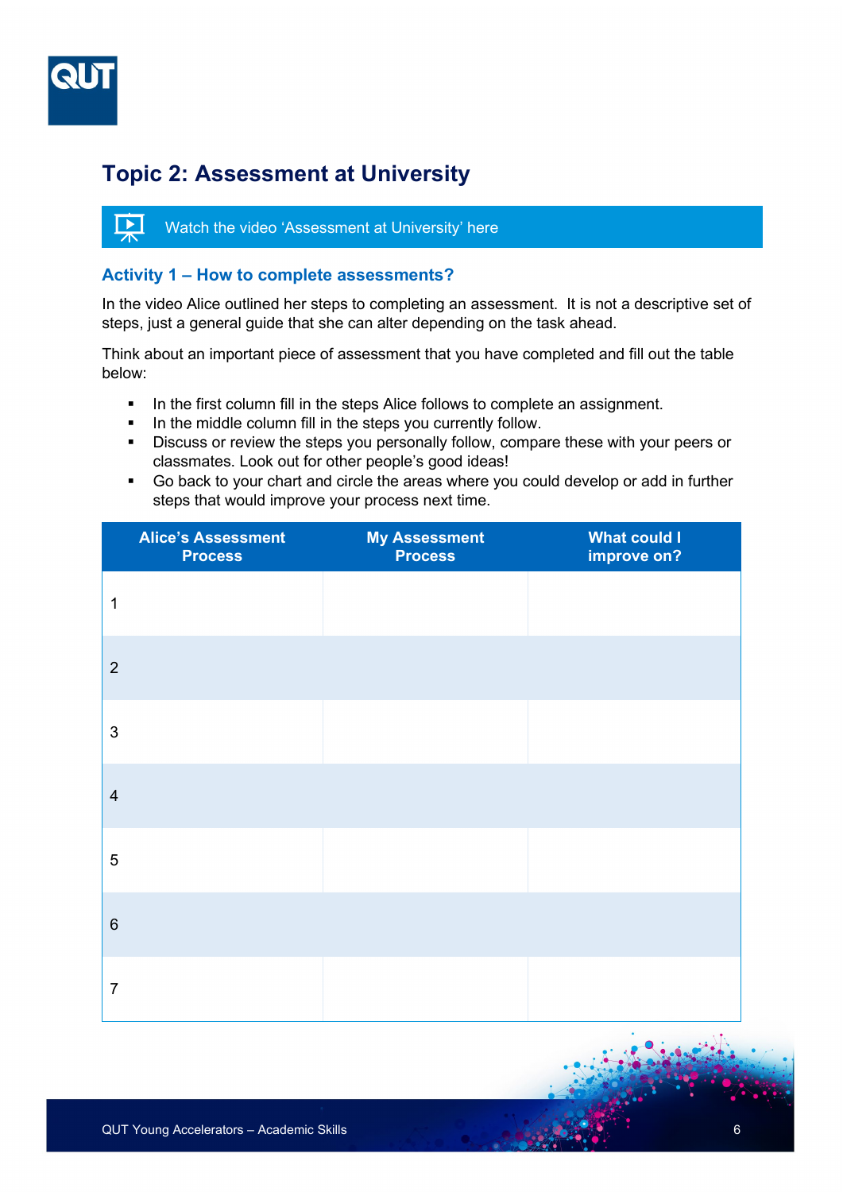# Topic 2: Assessment at University

Watch the video 'Assessment at University' here

## Activity 1 – How to complete assessments?

In the video Alice outlined her steps to completing an assessment. It is not a descriptive set of steps, just a general guide that she can alter depending on the task ahead.

Think about an important piece of assessment that you have completed and fill out the table below:

- In the first column fill in the steps Alice follows to complete an assignment.
- In the middle column fill in the steps you currently follow.
- Discuss or review the steps you personally follow, compare these with your peers or classmates. Look out for other people's good ideas!
- Go back to your chart and circle the areas where you could develop or add in further steps that would improve your process next time.

| Alice's Assessment Process | My Assessment Process | What could I improve on? |
|---|---|---|
| 1 | | |
| 2 | | |
| 3 | | |
| 4 | | |
| 5 | | |
| 6 | | |
| 7 | | |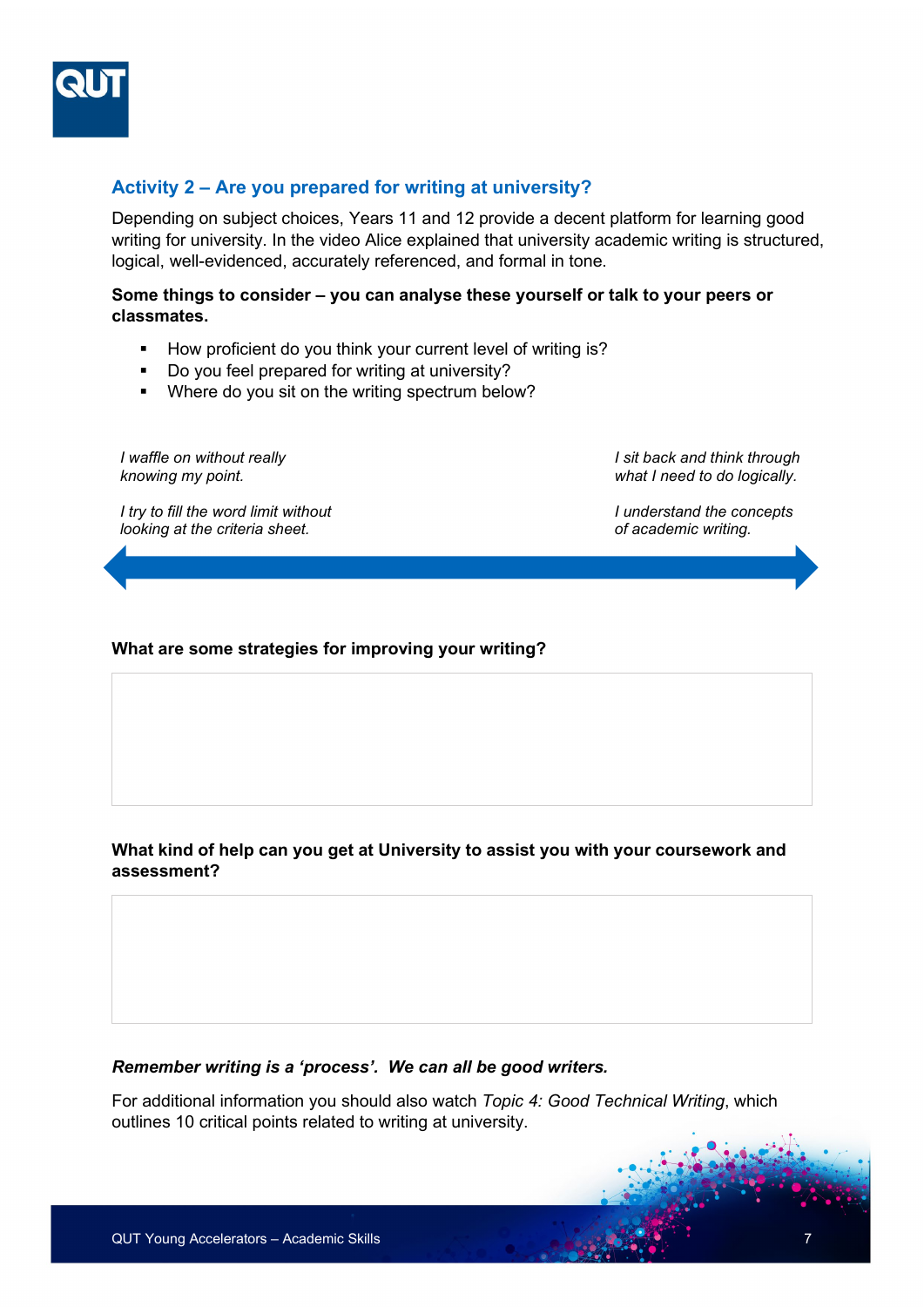## Activity 2 – Are you prepared for writing at university?

Depending on subject choices, Years 11 and 12 provide a decent platform for learning good writing for university. In the video Alice explained that university academic writing is structured, logical, well-evidenced, accurately referenced, and formal in tone.

**Some things to consider – you can analyse these yourself or talk to your peers or classmates.**

- How proficient do you think your current level of writing is?
- Do you feel prepared for writing at university?
- Where do you sit on the writing spectrum below?

*I waffle on without really knowing my point.*

*I try to fill the word limit without looking at the criteria sheet.*

*I sit back and think through what I need to do logically.*

*I understand the concepts of academic writing.*

**What are some strategies for improving your writing?**

**What kind of help can you get at University to assist you with your coursework and assessment?**

***Remember writing is a 'process'. We can all be good writers.***

For additional information you should also watch *Topic 4: Good Technical Writing*, which outlines 10 critical points related to writing at university.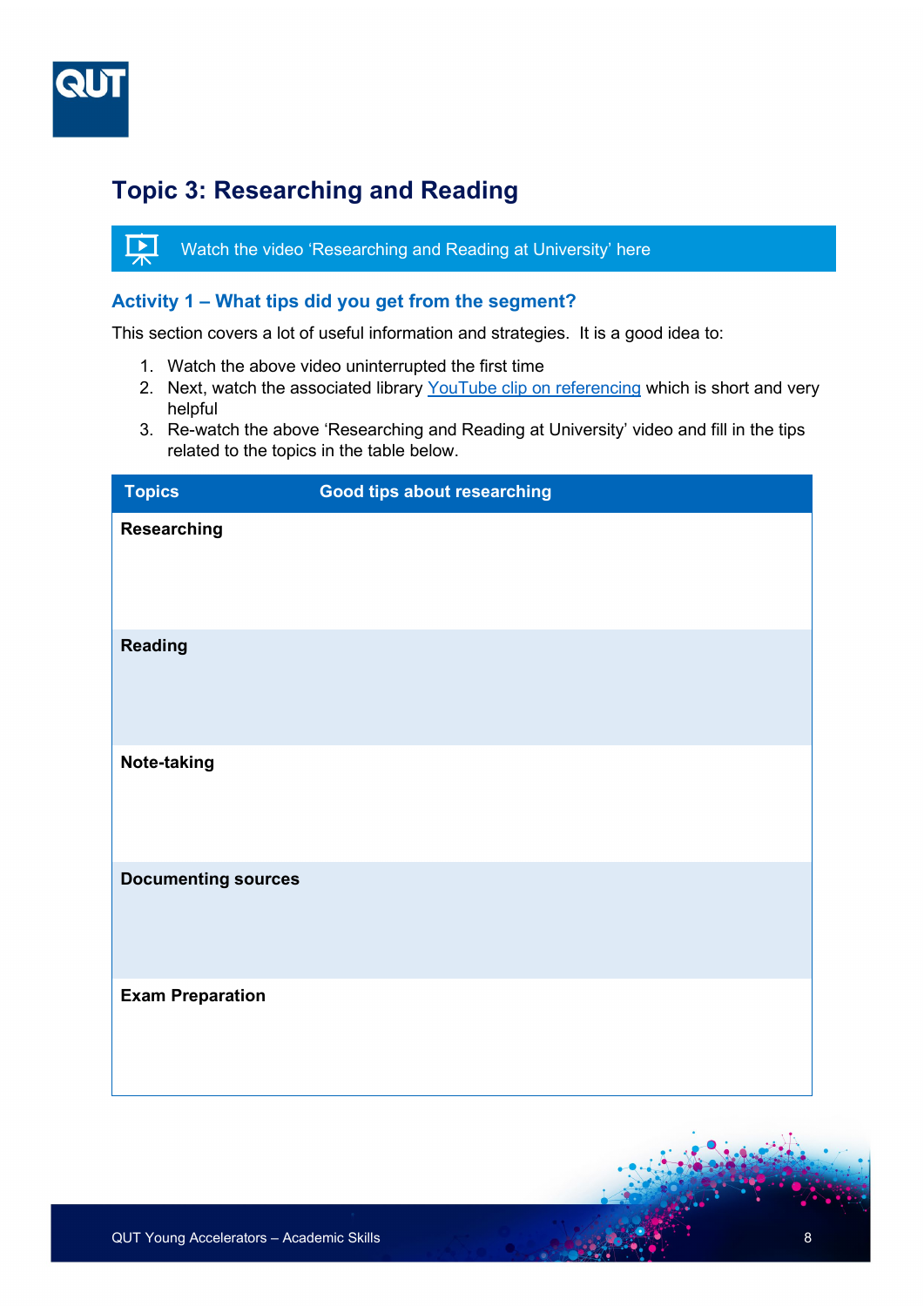# Topic 3: Researching and Reading

Watch the video 'Researching and Reading at University' here

### Activity 1 – What tips did you get from the segment?

This section covers a lot of useful information and strategies. It is a good idea to:

1. Watch the above video uninterrupted the first time
2. Next, watch the associated library YouTube clip on referencing which is short and very helpful
3. Re-watch the above 'Researching and Reading at University' video and fill in the tips related to the topics in the table below.

| Topics | Good tips about researching |
|---|---|
| **Researching** | |
| **Reading** | |
| **Note-taking** | |
| **Documenting sources** | |
| **Exam Preparation** | |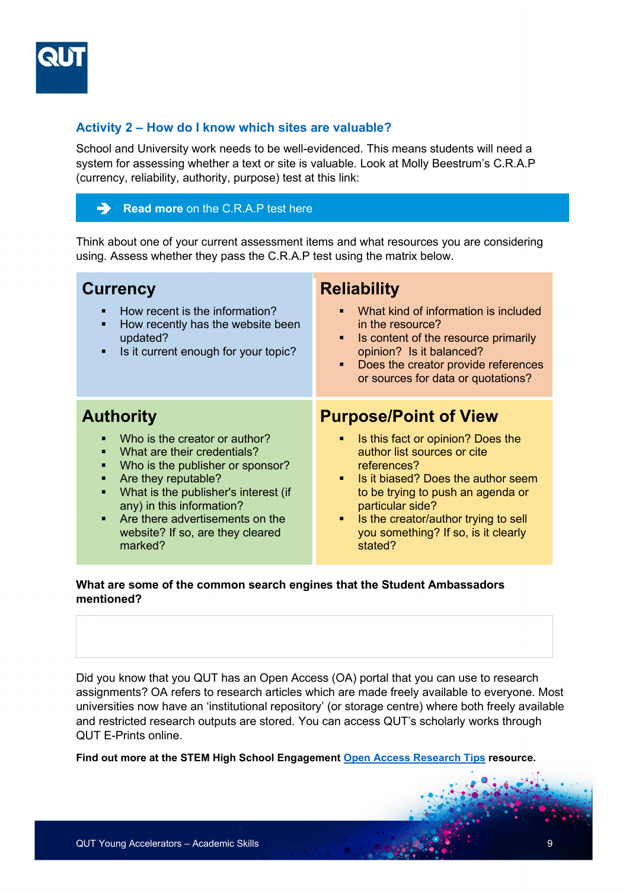## Activity 2 – How do I know which sites are valuable?

School and University work needs to be well-evidenced. This means students will need a system for assessing whether a text or site is valuable. Look at Molly Beestrum's C.R.A.P (currency, reliability, authority, purpose) test at this link:

➔ **Read more** on the C.R.A.P test here

Think about one of your current assessment items and what resources you are considering using. Assess whether they pass the C.R.A.P test using the matrix below.

### Currency

- How recent is the information?
- How recently has the website been updated?
- Is it current enough for your topic?

### Reliability

- What kind of information is included in the resource?
- Is content of the resource primarily opinion? Is it balanced?
- Does the creator provide references or sources for data or quotations?

### Authority

- Who is the creator or author?
- What are their credentials?
- Who is the publisher or sponsor?
- Are they reputable?
- What is the publisher's interest (if any) in this information?
- Are there advertisements on the website? If so, are they cleared marked?

### Purpose/Point of View

- Is this fact or opinion? Does the author list sources or cite references?
- Is it biased? Does the author seem to be trying to push an agenda or particular side?
- Is the creator/author trying to sell you something? If so, is it clearly stated?

**What are some of the common search engines that the Student Ambassadors mentioned?**

| |
|---|
| |

Did you know that you QUT has an Open Access (OA) portal that you can use to research assignments? OA refers to research articles which are made freely available to everyone. Most universities now have an 'institutional repository' (or storage centre) where both freely available and restricted research outputs are stored. You can access QUT's scholarly works through QUT E-Prints online.

**Find out more at the STEM High School Engagement Open Access Research Tips resource.**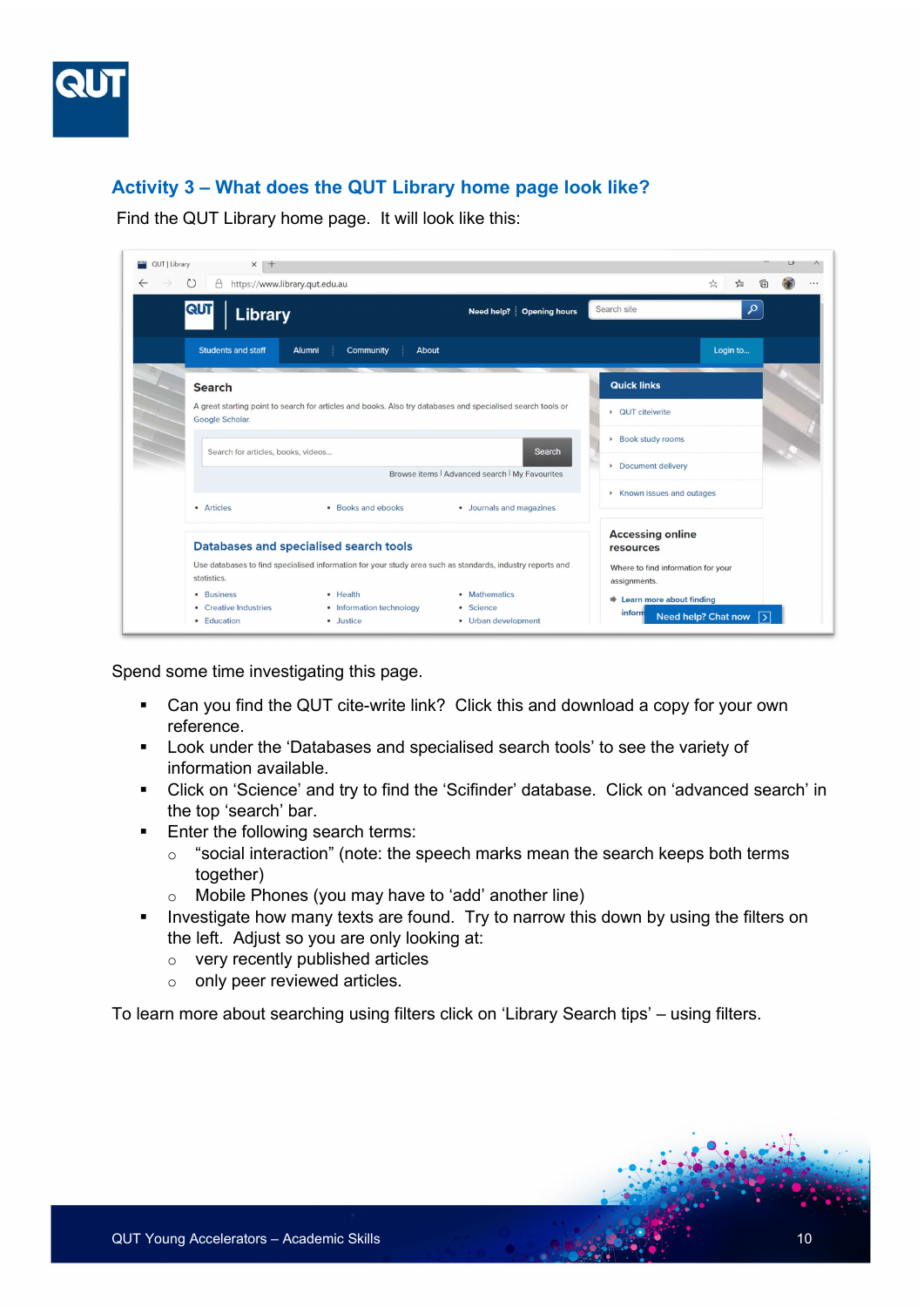## Activity 3 – What does the QUT Library home page look like?

Find the QUT Library home page. It will look like this:

Spend some time investigating this page.

- Can you find the QUT cite-write link? Click this and download a copy for your own reference.
- Look under the 'Databases and specialised search tools' to see the variety of information available.
- Click on 'Science' and try to find the 'Scifinder' database. Click on 'advanced search' in the top 'search' bar.
- Enter the following search terms:
  - "social interaction" (note: the speech marks mean the search keeps both terms together)
  - Mobile Phones (you may have to 'add' another line)
- Investigate how many texts are found. Try to narrow this down by using the filters on the left. Adjust so you are only looking at:
  - very recently published articles
  - only peer reviewed articles.

To learn more about searching using filters click on 'Library Search tips' – using filters.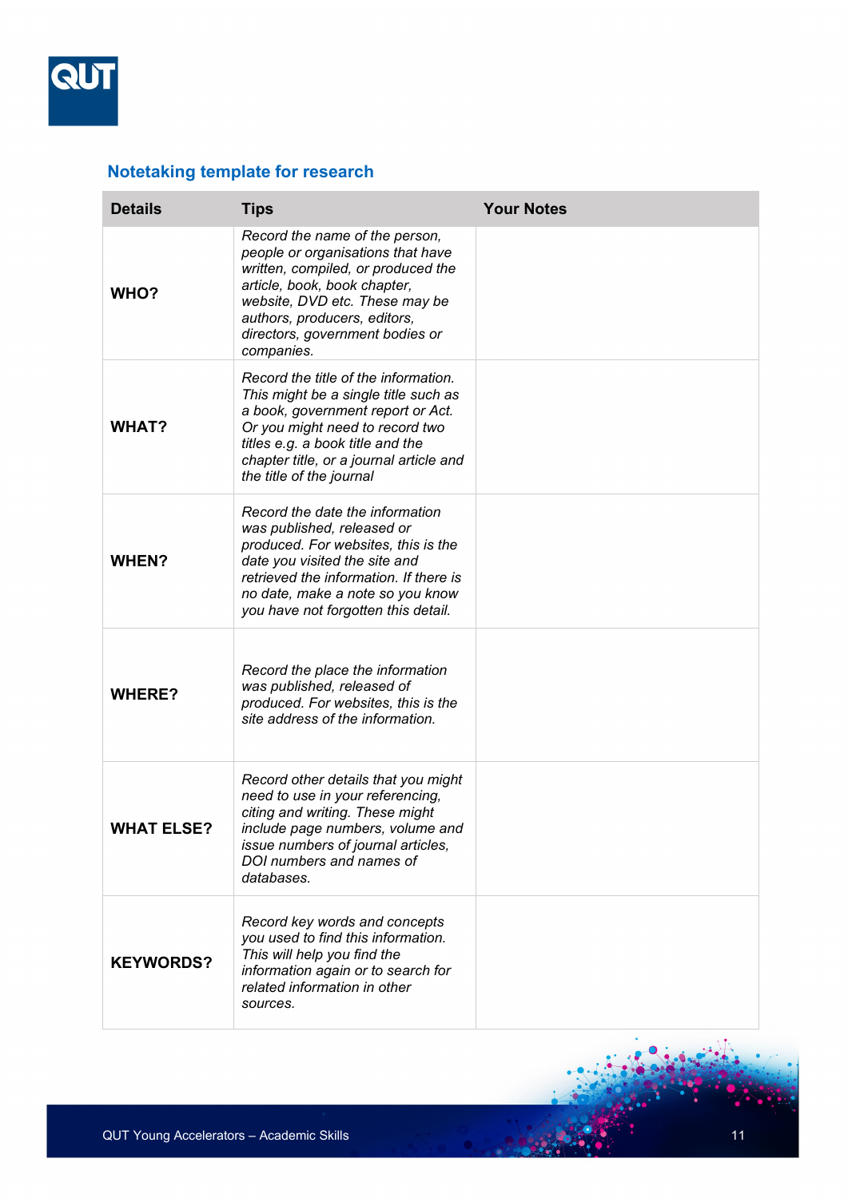## Notetaking template for research

| Details | Tips | Your Notes |
|---|---|---|
| **WHO?** | *Record the name of the person, people or organisations that have written, compiled, or produced the article, book, book chapter, website, DVD etc. These may be authors, producers, editors, directors, government bodies or companies.* | |
| **WHAT?** | *Record the title of the information. This might be a single title such as a book, government report or Act. Or you might need to record two titles e.g. a book title and the chapter title, or a journal article and the title of the journal* | |
| **WHEN?** | *Record the date the information was published, released or produced. For websites, this is the date you visited the site and retrieved the information. If there is no date, make a note so you know you have not forgotten this detail.* | |
| **WHERE?** | *Record the place the information was published, released of produced. For websites, this is the site address of the information.* | |
| **WHAT ELSE?** | *Record other details that you might need to use in your referencing, citing and writing. These might include page numbers, volume and issue numbers of journal articles, DOI numbers and names of databases.* | |
| **KEYWORDS?** | *Record key words and concepts you used to find this information. This will help you find the information again or to search for related information in other sources.* | |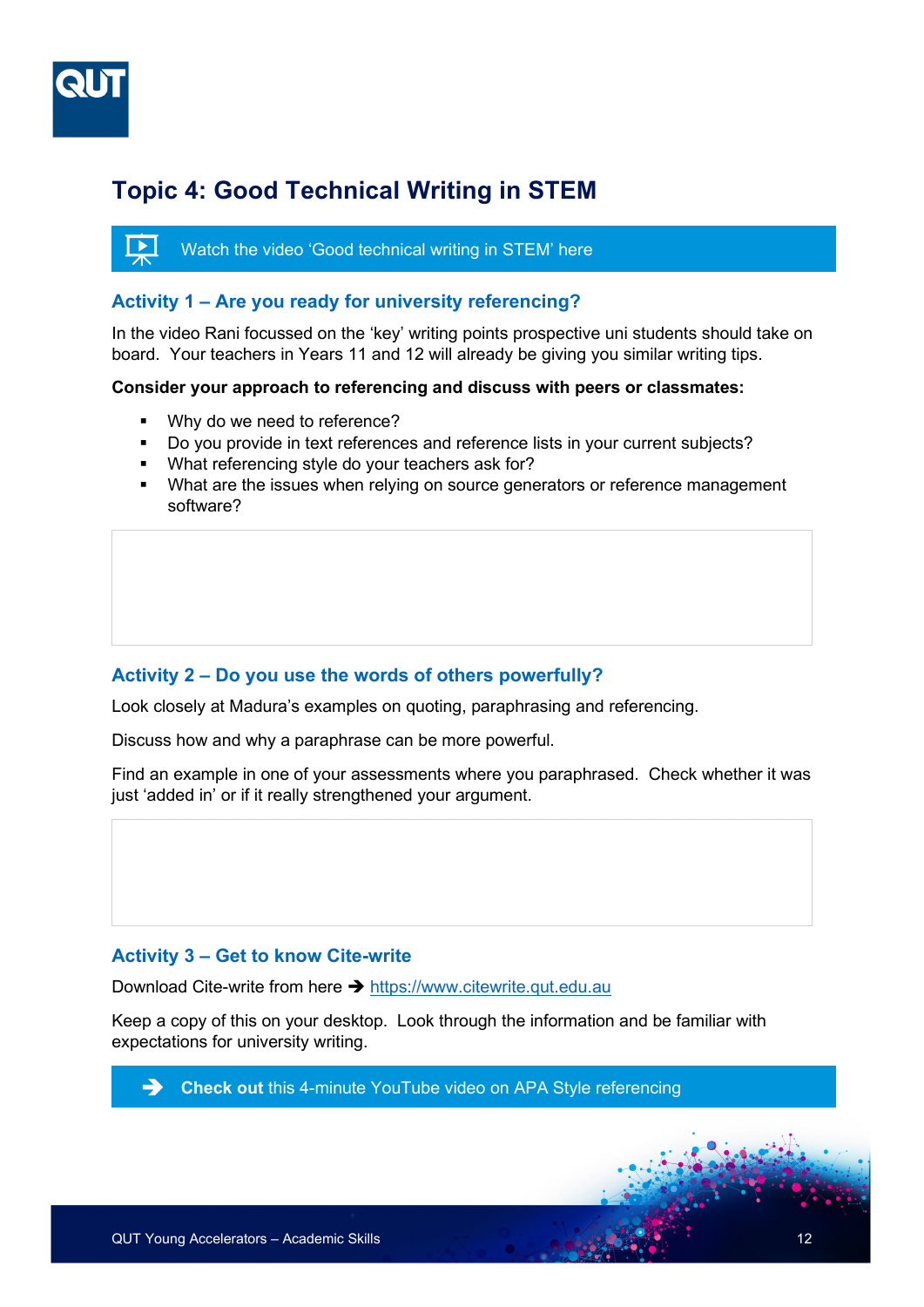# Topic 4: Good Technical Writing in STEM

Watch the video 'Good technical writing in STEM' here

## Activity 1 – Are you ready for university referencing?

In the video Rani focussed on the 'key' writing points prospective uni students should take on board. Your teachers in Years 11 and 12 will already be giving you similar writing tips.

**Consider your approach to referencing and discuss with peers or classmates:**

- Why do we need to reference?
- Do you provide in text references and reference lists in your current subjects?
- What referencing style do your teachers ask for?
- What are the issues when relying on source generators or reference management software?

## Activity 2 – Do you use the words of others powerfully?

Look closely at Madura's examples on quoting, paraphrasing and referencing.

Discuss how and why a paraphrase can be more powerful.

Find an example in one of your assessments where you paraphrased. Check whether it was just 'added in' or if it really strengthened your argument.

## Activity 3 – Get to know Cite-write

Download Cite-write from here → https://www.citewrite.qut.edu.au

Keep a copy of this on your desktop. Look through the information and be familiar with expectations for university writing.

→ **Check out** this 4-minute YouTube video on APA Style referencing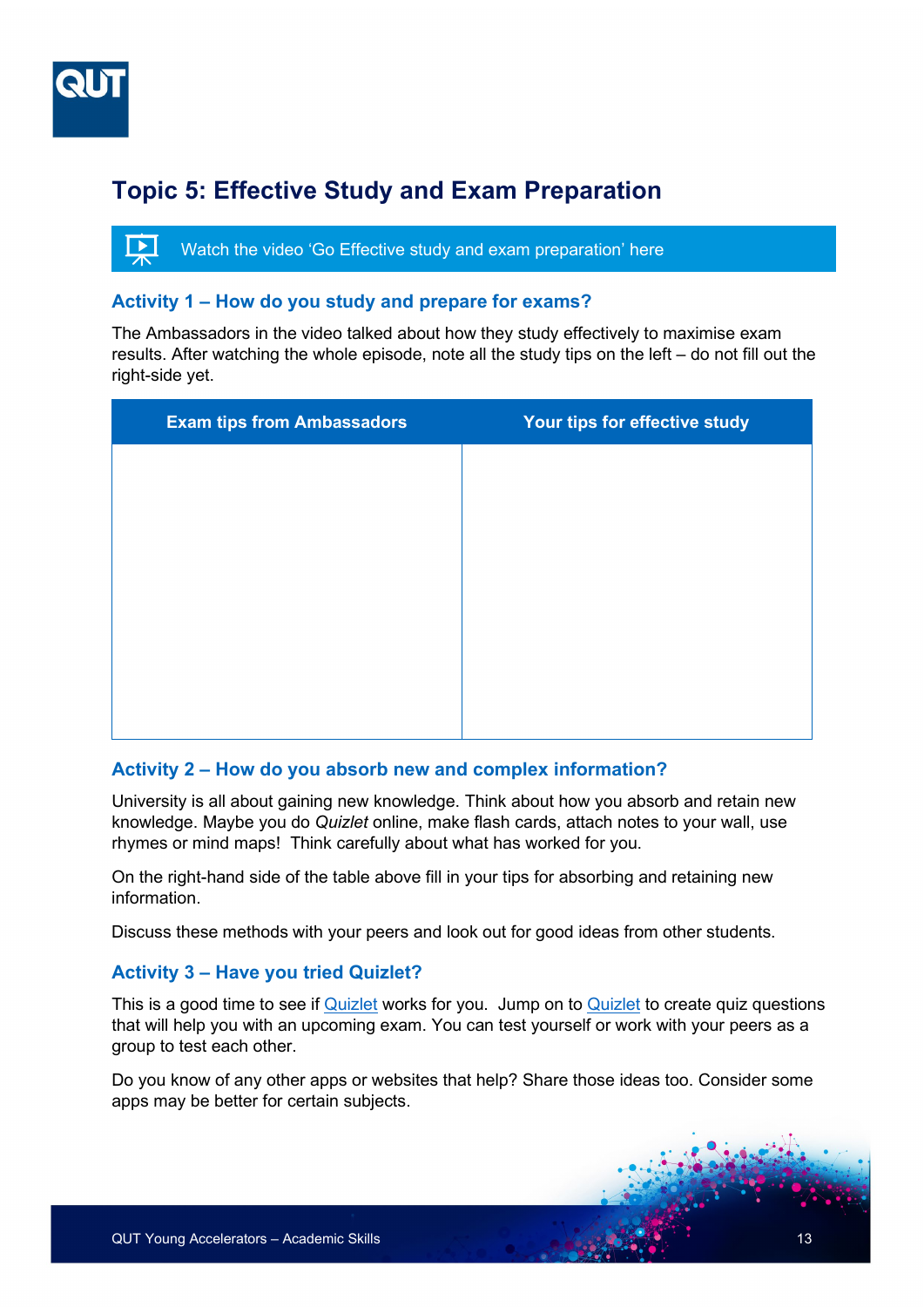# Topic 5: Effective Study and Exam Preparation

Watch the video 'Go Effective study and exam preparation' here

## Activity 1 – How do you study and prepare for exams?

The Ambassadors in the video talked about how they study effectively to maximise exam results. After watching the whole episode, note all the study tips on the left – do not fill out the right-side yet.

| Exam tips from Ambassadors | Your tips for effective study |
| --- | --- |
| | |

## Activity 2 – How do you absorb new and complex information?

University is all about gaining new knowledge. Think about how you absorb and retain new knowledge. Maybe you do *Quizlet* online, make flash cards, attach notes to your wall, use rhymes or mind maps! Think carefully about what has worked for you.

On the right-hand side of the table above fill in your tips for absorbing and retaining new information.

Discuss these methods with your peers and look out for good ideas from other students.

## Activity 3 – Have you tried Quizlet?

This is a good time to see if [Quizlet](Quizlet) works for you. Jump on to [Quizlet](Quizlet) to create quiz questions that will help you with an upcoming exam. You can test yourself or work with your peers as a group to test each other.

Do you know of any other apps or websites that help? Share those ideas too. Consider some apps may be better for certain subjects.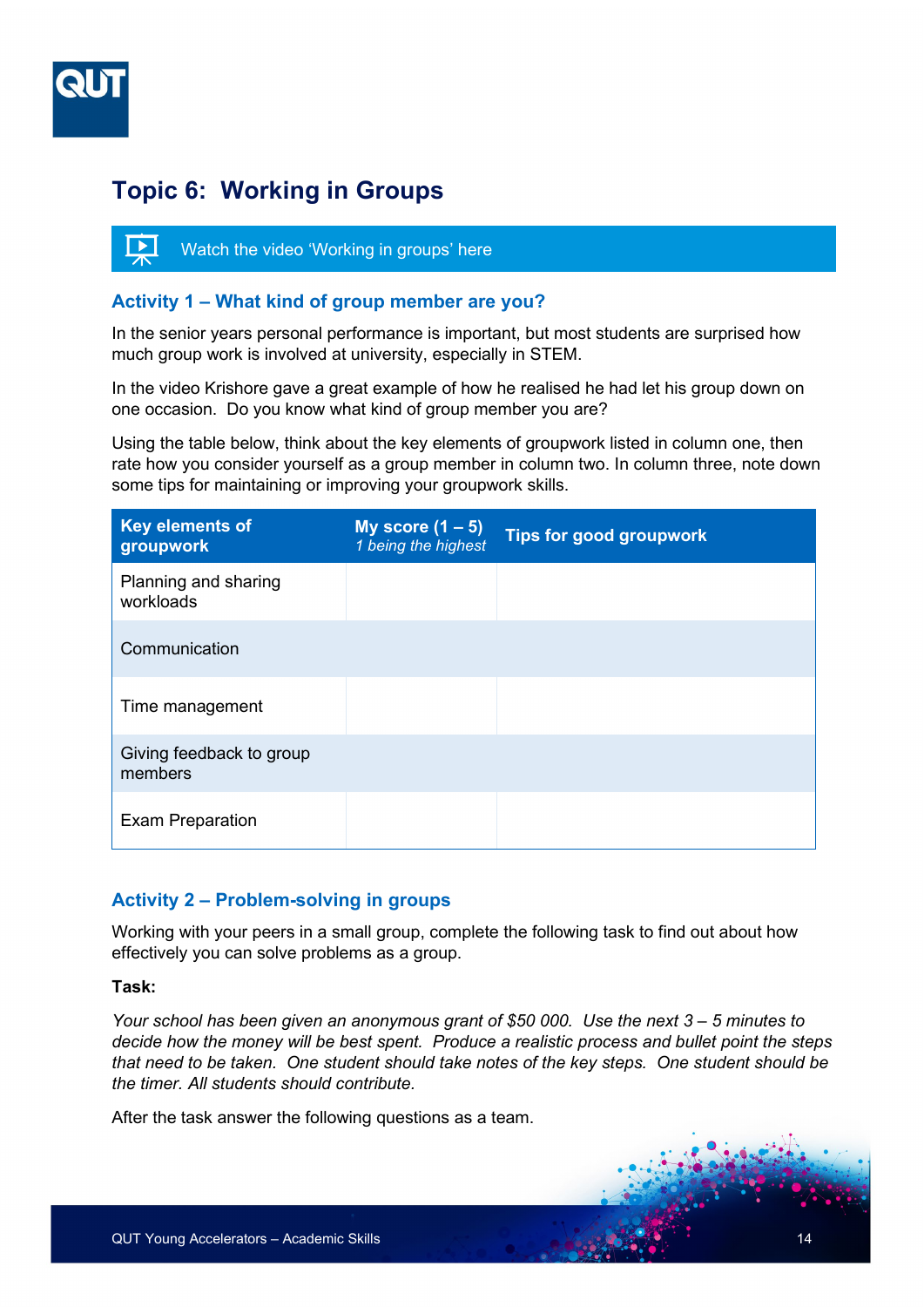# Topic 6: Working in Groups

Watch the video 'Working in groups' here

## Activity 1 – What kind of group member are you?

In the senior years personal performance is important, but most students are surprised how much group work is involved at university, especially in STEM.

In the video Krishore gave a great example of how he realised he had let his group down on one occasion. Do you know what kind of group member you are?

Using the table below, think about the key elements of groupwork listed in column one, then rate how you consider yourself as a group member in column two. In column three, note down some tips for maintaining or improving your groupwork skills.

| Key elements of groupwork | My score (1 – 5) *1 being the highest* | Tips for good groupwork |
|---|---|---|
| Planning and sharing workloads | | |
| Communication | | |
| Time management | | |
| Giving feedback to group members | | |
| Exam Preparation | | |

## Activity 2 – Problem-solving in groups

Working with your peers in a small group, complete the following task to find out about how effectively you can solve problems as a group.

**Task:**

*Your school has been given an anonymous grant of $50 000. Use the next 3 – 5 minutes to decide how the money will be best spent. Produce a realistic process and bullet point the steps that need to be taken. One student should take notes of the key steps. One student should be the timer. All students should contribute.*

After the task answer the following questions as a team.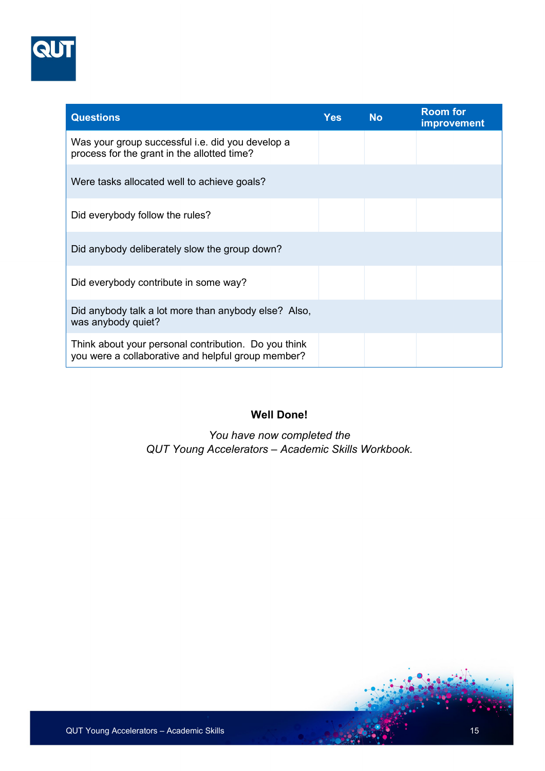| Questions | Yes | No | Room for improvement |
| --- | --- | --- | --- |
| Was your group successful i.e. did you develop a process for the grant in the allotted time? | | | |
| Were tasks allocated well to achieve goals? | | | |
| Did everybody follow the rules? | | | |
| Did anybody deliberately slow the group down? | | | |
| Did everybody contribute in some way? | | | |
| Did anybody talk a lot more than anybody else? Also, was anybody quiet? | | | |
| Think about your personal contribution. Do you think you were a collaborative and helpful group member? | | | |

**Well Done!**

*You have now completed the QUT Young Accelerators – Academic Skills Workbook.*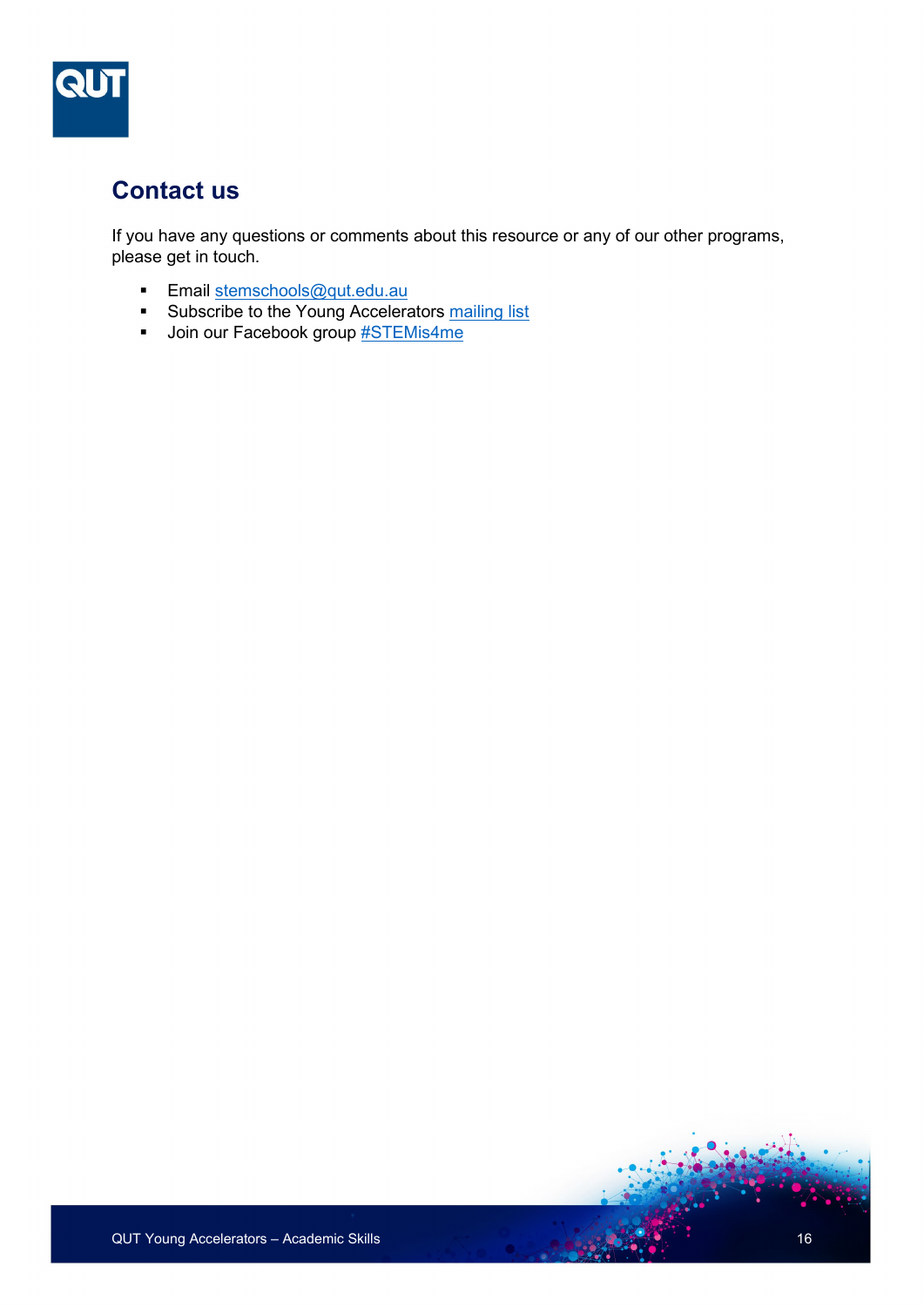## Contact us

If you have any questions or comments about this resource or any of our other programs, please get in touch.

- Email stemschools@qut.edu.au
- Subscribe to the Young Accelerators mailing list
- Join our Facebook group #STEMis4me